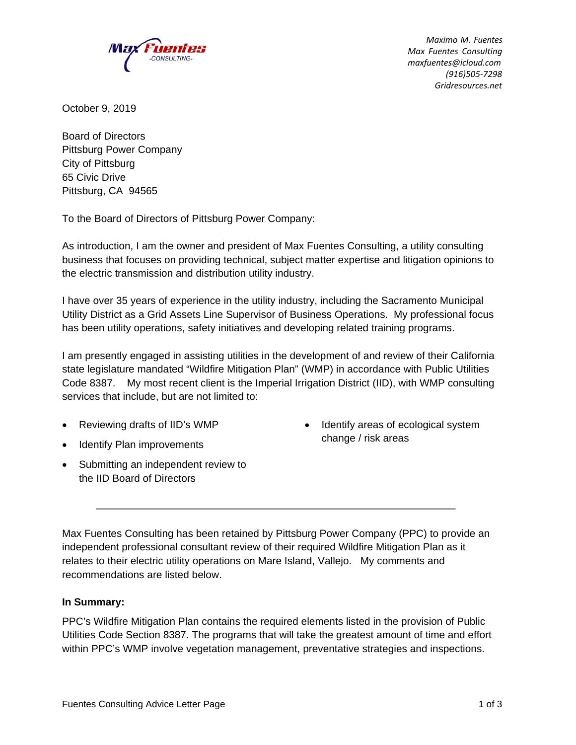*Maximo M. Fuentes*
*Max Fuentes Consulting*
*maxfuentes@icloud.com*
*(916)505-7298*
*Gridresources.net*

October 9, 2019

Board of Directors
Pittsburg Power Company
City of Pittsburg
65 Civic Drive
Pittsburg, CA 94565

To the Board of Directors of Pittsburg Power Company:

As introduction, I am the owner and president of Max Fuentes Consulting, a utility consulting business that focuses on providing technical, subject matter expertise and litigation opinions to the electric transmission and distribution utility industry.

I have over 35 years of experience in the utility industry, including the Sacramento Municipal Utility District as a Grid Assets Line Supervisor of Business Operations. My professional focus has been utility operations, safety initiatives and developing related training programs.

I am presently engaged in assisting utilities in the development of and review of their California state legislature mandated "Wildfire Mitigation Plan" (WMP) in accordance with Public Utilities Code 8387. My most recent client is the Imperial Irrigation District (IID), with WMP consulting services that include, but are not limited to:

- Reviewing drafts of IID's WMP
- Identify Plan improvements
- Submitting an independent review to the IID Board of Directors
- Identify areas of ecological system change / risk areas

---

Max Fuentes Consulting has been retained by Pittsburg Power Company (PPC) to provide an independent professional consultant review of their required Wildfire Mitigation Plan as it relates to their electric utility operations on Mare Island, Vallejo. My comments and recommendations are listed below.

**In Summary:**

PPC's Wildfire Mitigation Plan contains the required elements listed in the provision of Public Utilities Code Section 8387. The programs that will take the greatest amount of time and effort within PPC's WMP involve vegetation management, preventative strategies and inspections.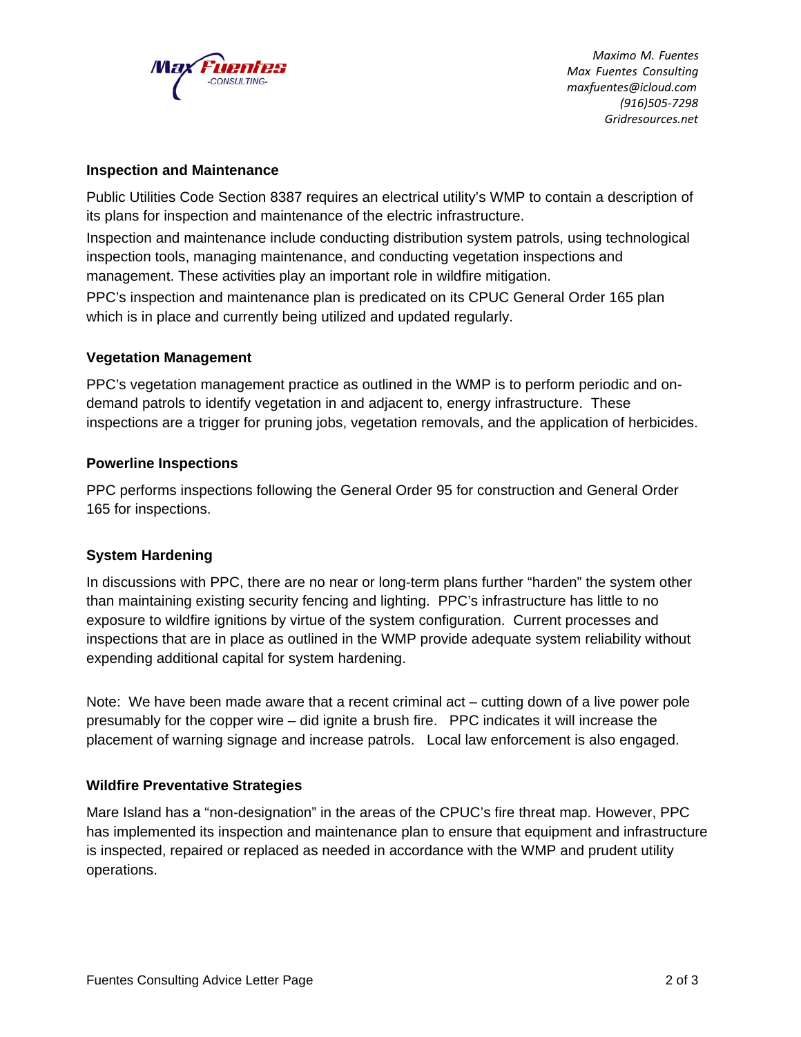### Inspection and Maintenance

Public Utilities Code Section 8387 requires an electrical utility's WMP to contain a description of its plans for inspection and maintenance of the electric infrastructure.

Inspection and maintenance include conducting distribution system patrols, using technological inspection tools, managing maintenance, and conducting vegetation inspections and management. These activities play an important role in wildfire mitigation.

PPC's inspection and maintenance plan is predicated on its CPUC General Order 165 plan which is in place and currently being utilized and updated regularly.

### Vegetation Management

PPC's vegetation management practice as outlined in the WMP is to perform periodic and on-demand patrols to identify vegetation in and adjacent to, energy infrastructure. These inspections are a trigger for pruning jobs, vegetation removals, and the application of herbicides.

### Powerline Inspections

PPC performs inspections following the General Order 95 for construction and General Order 165 for inspections.

### System Hardening

In discussions with PPC, there are no near or long-term plans further "harden" the system other than maintaining existing security fencing and lighting. PPC's infrastructure has little to no exposure to wildfire ignitions by virtue of the system configuration. Current processes and inspections that are in place as outlined in the WMP provide adequate system reliability without expending additional capital for system hardening.

Note: We have been made aware that a recent criminal act – cutting down of a live power pole presumably for the copper wire – did ignite a brush fire. PPC indicates it will increase the placement of warning signage and increase patrols. Local law enforcement is also engaged.

### Wildfire Preventative Strategies

Mare Island has a "non-designation" in the areas of the CPUC's fire threat map. However, PPC has implemented its inspection and maintenance plan to ensure that equipment and infrastructure is inspected, repaired or replaced as needed in accordance with the WMP and prudent utility operations.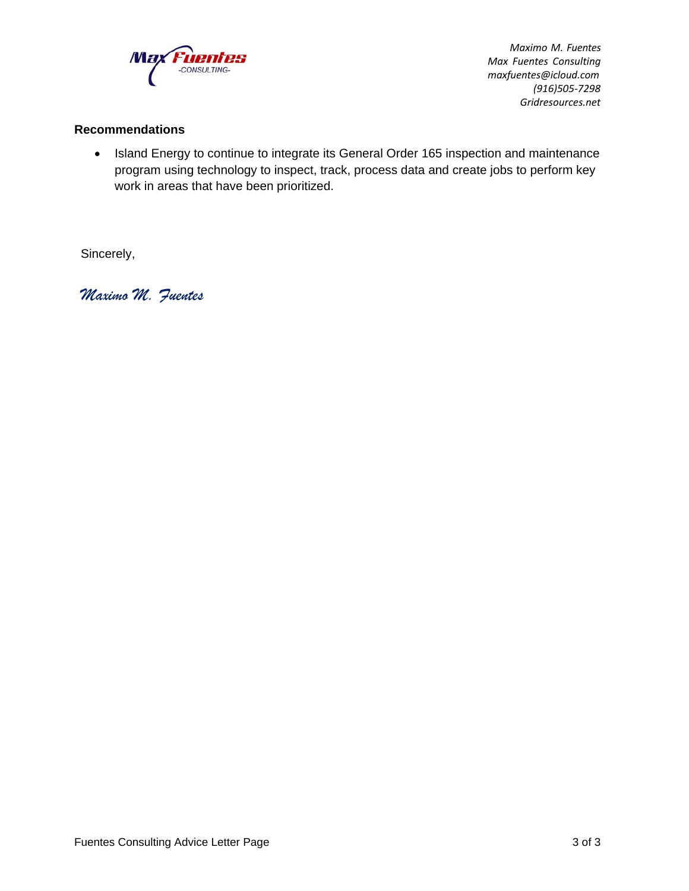*Maximo M. Fuentes*
*Max Fuentes Consulting*
*maxfuentes@icloud.com*
*(916)505-7298*
*Gridresources.net*

**Recommendations**

- Island Energy to continue to integrate its General Order 165 inspection and maintenance program using technology to inspect, track, process data and create jobs to perform key work in areas that have been prioritized.

Sincerely,

*Maximo M. Fuentes*